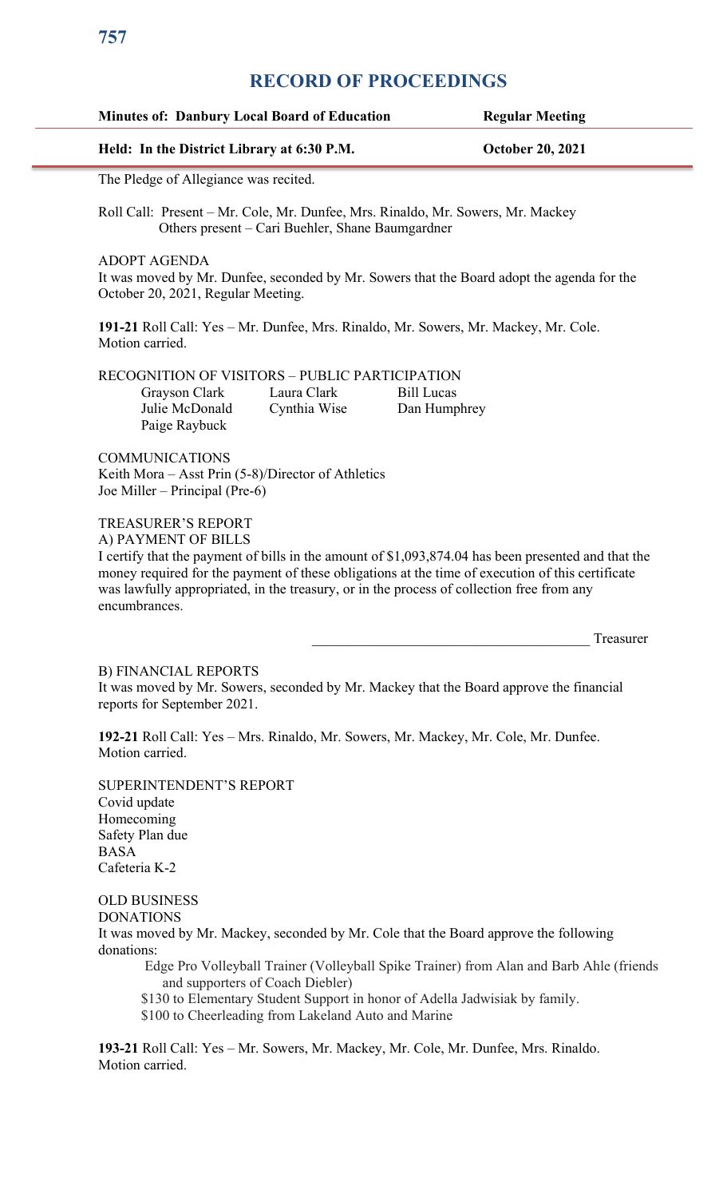# RECORD OF PROCEEDINGS

| **Minutes of: Danbury Local Board of Education** | **Regular Meeting** |
|---|---|
| **Held: In the District Library at 6:30 P.M.** | **October 20, 2021** |

The Pledge of Allegiance was recited.

Roll Call: Present – Mr. Cole, Mr. Dunfee, Mrs. Rinaldo, Mr. Sowers, Mr. Mackey
Others present – Cari Buehler, Shane Baumgardner

ADOPT AGENDA
It was moved by Mr. Dunfee, seconded by Mr. Sowers that the Board adopt the agenda for the October 20, 2021, Regular Meeting.

**191-21** Roll Call: Yes – Mr. Dunfee, Mrs. Rinaldo, Mr. Sowers, Mr. Mackey, Mr. Cole.
Motion carried.

RECOGNITION OF VISITORS – PUBLIC PARTICIPATION

Grayson Clark, Laura Clark, Bill Lucas, Julie McDonald, Cynthia Wise, Dan Humphrey, Paige Raybuck

COMMUNICATIONS
Keith Mora – Asst Prin (5-8)/Director of Athletics
Joe Miller – Principal (Pre-6)

TREASURER'S REPORT
A) PAYMENT OF BILLS
I certify that the payment of bills in the amount of $1,093,874.04 has been presented and that the money required for the payment of these obligations at the time of execution of this certificate was lawfully appropriated, in the treasury, or in the process of collection free from any encumbrances.

______________________________________ Treasurer

B) FINANCIAL REPORTS
It was moved by Mr. Sowers, seconded by Mr. Mackey that the Board approve the financial reports for September 2021.

**192-21** Roll Call: Yes – Mrs. Rinaldo, Mr. Sowers, Mr. Mackey, Mr. Cole, Mr. Dunfee.
Motion carried.

SUPERINTENDENT'S REPORT
Covid update
Homecoming
Safety Plan due
BASA
Cafeteria K-2

OLD BUSINESS
DONATIONS
It was moved by Mr. Mackey, seconded by Mr. Cole that the Board approve the following donations:

- Edge Pro Volleyball Trainer (Volleyball Spike Trainer) from Alan and Barb Ahle (friends and supporters of Coach Diebler)
- $130 to Elementary Student Support in honor of Adella Jadwisiak by family.
- $100 to Cheerleading from Lakeland Auto and Marine

**193-21** Roll Call: Yes – Mr. Sowers, Mr. Mackey, Mr. Cole, Mr. Dunfee, Mrs. Rinaldo.
Motion carried.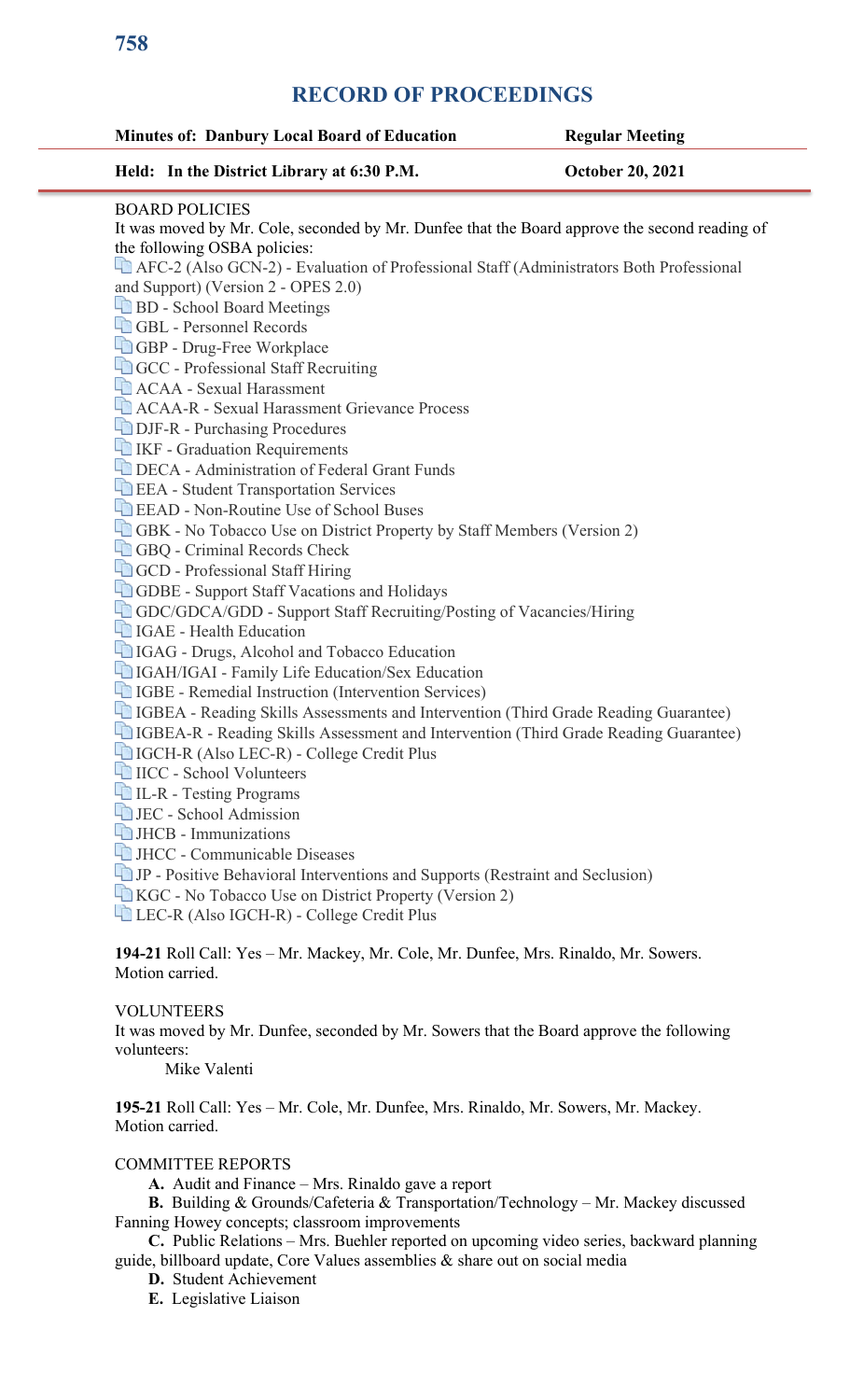# RECORD OF PROCEEDINGS

| **Minutes of: Danbury Local Board of Education** | **Regular Meeting** |
|---|---|
| **Held: In the District Library at 6:30 P.M.** | **October 20, 2021** |

BOARD POLICIES

It was moved by Mr. Cole, seconded by Mr. Dunfee that the Board approve the second reading of the following OSBA policies:

- AFC-2 (Also GCN-2) - Evaluation of Professional Staff (Administrators Both Professional and Support) (Version 2 - OPES 2.0)
- BD - School Board Meetings
- GBL - Personnel Records
- GBP - Drug-Free Workplace
- GCC - Professional Staff Recruiting
- ACAA - Sexual Harassment
- ACAA-R - Sexual Harassment Grievance Process
- DJF-R - Purchasing Procedures
- IKF - Graduation Requirements
- DECA - Administration of Federal Grant Funds
- EEA - Student Transportation Services
- EEAD - Non-Routine Use of School Buses
- GBK - No Tobacco Use on District Property by Staff Members (Version 2)
- GBQ - Criminal Records Check
- GCD - Professional Staff Hiring
- GDBE - Support Staff Vacations and Holidays
- GDC/GDCA/GDD - Support Staff Recruiting/Posting of Vacancies/Hiring
- IGAE - Health Education
- IGAG - Drugs, Alcohol and Tobacco Education
- IGAH/IGAI - Family Life Education/Sex Education
- IGBE - Remedial Instruction (Intervention Services)
- IGBEA - Reading Skills Assessments and Intervention (Third Grade Reading Guarantee)
- IGBEA-R - Reading Skills Assessment and Intervention (Third Grade Reading Guarantee)
- IGCH-R (Also LEC-R) - College Credit Plus
- IICC - School Volunteers
- IL-R - Testing Programs
- JEC - School Admission
- JHCB - Immunizations
- JHCC - Communicable Diseases
- JP - Positive Behavioral Interventions and Supports (Restraint and Seclusion)
- KGC - No Tobacco Use on District Property (Version 2)
- LEC-R (Also IGCH-R) - College Credit Plus

**194-21** Roll Call: Yes – Mr. Mackey, Mr. Cole, Mr. Dunfee, Mrs. Rinaldo, Mr. Sowers. Motion carried.

VOLUNTEERS

It was moved by Mr. Dunfee, seconded by Mr. Sowers that the Board approve the following volunteers:

Mike Valenti

**195-21** Roll Call: Yes – Mr. Cole, Mr. Dunfee, Mrs. Rinaldo, Mr. Sowers, Mr. Mackey. Motion carried.

COMMITTEE REPORTS

**A.** Audit and Finance – Mrs. Rinaldo gave a report

**B.** Building & Grounds/Cafeteria & Transportation/Technology – Mr. Mackey discussed Fanning Howey concepts; classroom improvements

**C.** Public Relations – Mrs. Buehler reported on upcoming video series, backward planning guide, billboard update, Core Values assemblies & share out on social media

**D.** Student Achievement

**E.** Legislative Liaison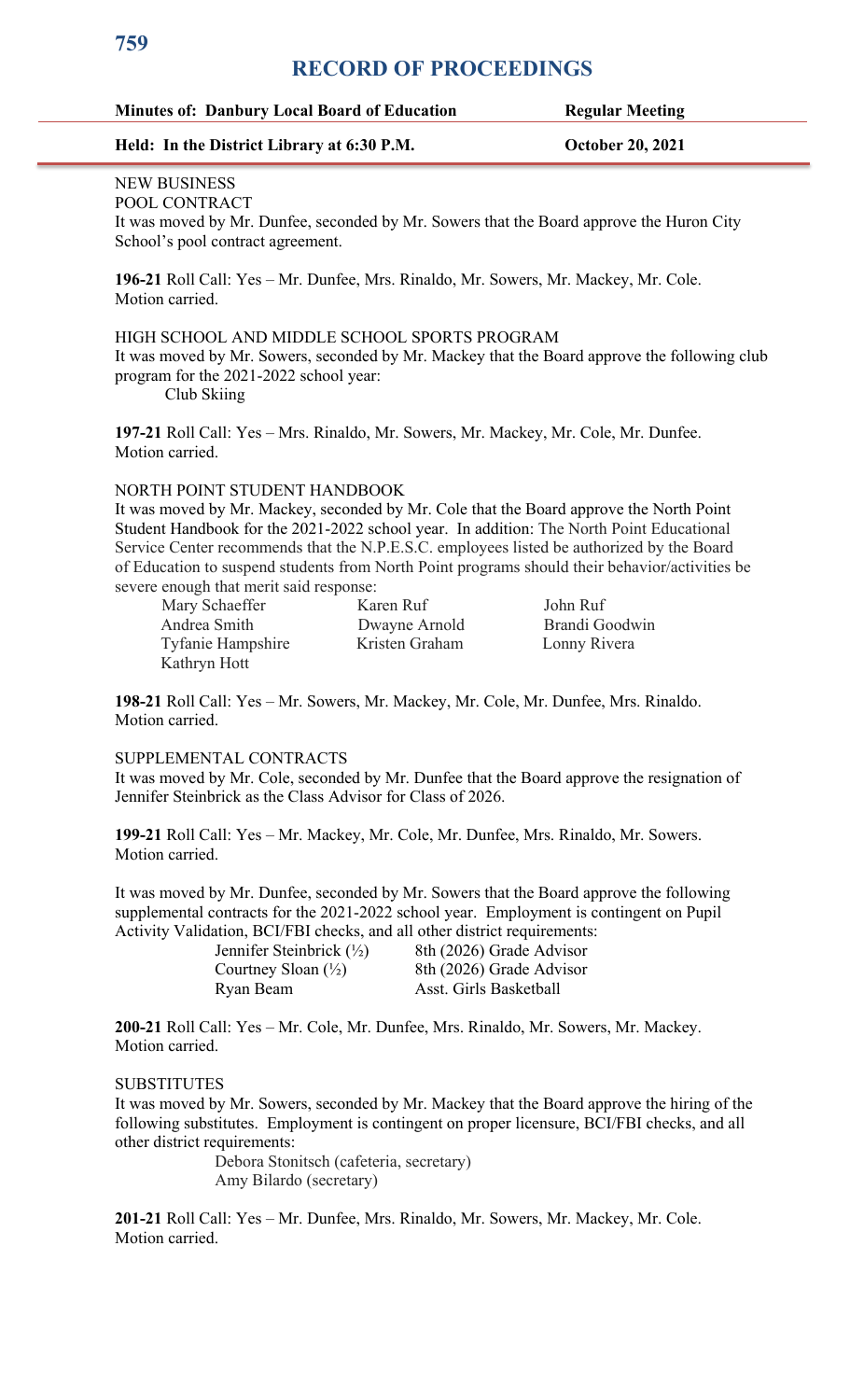# RECORD OF PROCEEDINGS

**Minutes of: Danbury Local Board of Education** **Regular Meeting**

**Held: In the District Library at 6:30 P.M.** **October 20, 2021**

NEW BUSINESS

POOL CONTRACT

It was moved by Mr. Dunfee, seconded by Mr. Sowers that the Board approve the Huron City School's pool contract agreement.

**196-21** Roll Call: Yes – Mr. Dunfee, Mrs. Rinaldo, Mr. Sowers, Mr. Mackey, Mr. Cole. Motion carried.

HIGH SCHOOL AND MIDDLE SCHOOL SPORTS PROGRAM

It was moved by Mr. Sowers, seconded by Mr. Mackey that the Board approve the following club program for the 2021-2022 school year:

Club Skiing

**197-21** Roll Call: Yes – Mrs. Rinaldo, Mr. Sowers, Mr. Mackey, Mr. Cole, Mr. Dunfee. Motion carried.

NORTH POINT STUDENT HANDBOOK

It was moved by Mr. Mackey, seconded by Mr. Cole that the Board approve the North Point Student Handbook for the 2021-2022 school year. In addition: The North Point Educational Service Center recommends that the N.P.E.S.C. employees listed be authorized by the Board of Education to suspend students from North Point programs should their behavior/activities be severe enough that merit said response:

| | | |
|---|---|---|
| Mary Schaeffer | Karen Ruf | John Ruf |
| Andrea Smith | Dwayne Arnold | Brandi Goodwin |
| Tyfanie Hampshire | Kristen Graham | Lonny Rivera |
| Kathryn Hott | | |

**198-21** Roll Call: Yes – Mr. Sowers, Mr. Mackey, Mr. Cole, Mr. Dunfee, Mrs. Rinaldo. Motion carried.

SUPPLEMENTAL CONTRACTS

It was moved by Mr. Cole, seconded by Mr. Dunfee that the Board approve the resignation of Jennifer Steinbrick as the Class Advisor for Class of 2026.

**199-21** Roll Call: Yes – Mr. Mackey, Mr. Cole, Mr. Dunfee, Mrs. Rinaldo, Mr. Sowers. Motion carried.

It was moved by Mr. Dunfee, seconded by Mr. Sowers that the Board approve the following supplemental contracts for the 2021-2022 school year. Employment is contingent on Pupil Activity Validation, BCI/FBI checks, and all other district requirements:

| | |
|---|---|
| Jennifer Steinbrick (½) | 8th (2026) Grade Advisor |
| Courtney Sloan (½) | 8th (2026) Grade Advisor |
| Ryan Beam | Asst. Girls Basketball |

**200-21** Roll Call: Yes – Mr. Cole, Mr. Dunfee, Mrs. Rinaldo, Mr. Sowers, Mr. Mackey. Motion carried.

SUBSTITUTES

It was moved by Mr. Sowers, seconded by Mr. Mackey that the Board approve the hiring of the following substitutes. Employment is contingent on proper licensure, BCI/FBI checks, and all other district requirements:

Debora Stonitsch (cafeteria, secretary)
Amy Bilardo (secretary)

**201-21** Roll Call: Yes – Mr. Dunfee, Mrs. Rinaldo, Mr. Sowers, Mr. Mackey, Mr. Cole. Motion carried.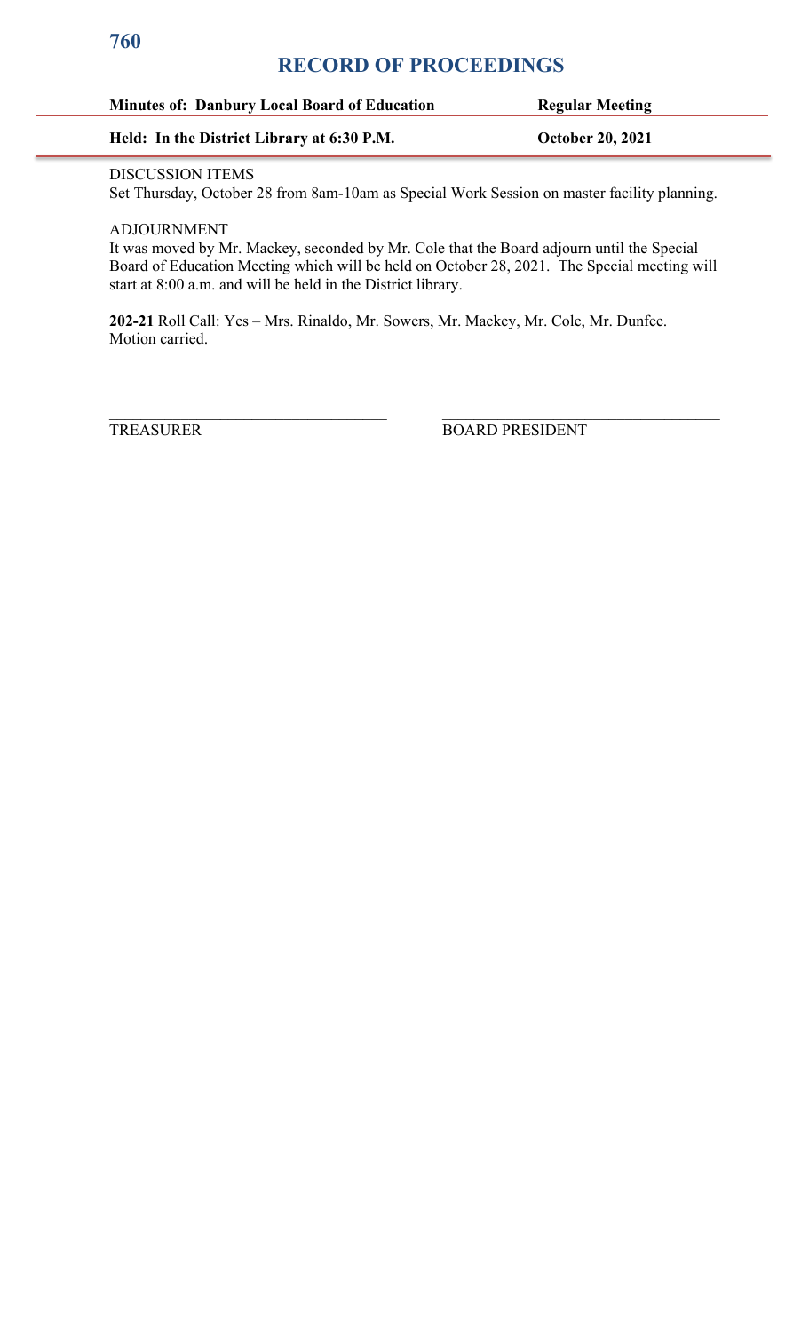DISCUSSION ITEMS
Set Thursday, October 28 from 8am-10am as Special Work Session on master facility planning.

ADJOURNMENT
It was moved by Mr. Mackey, seconded by Mr. Cole that the Board adjourn until the Special Board of Education Meeting which will be held on October 28, 2021. The Special meeting will start at 8:00 a.m. and will be held in the District library.

**202-21** Roll Call: Yes – Mrs. Rinaldo, Mr. Sowers, Mr. Mackey, Mr. Cole, Mr. Dunfee.
Motion carried.

\_\_\_\_\_\_\_\_\_\_\_\_\_\_\_\_\_\_\_\_\_\_\_\_\_\_\_\_\_\_\_\_\_\_\_ \_\_\_\_\_\_\_\_\_\_\_\_\_\_\_\_\_\_\_\_\_\_\_\_\_\_\_\_\_\_\_\_\_\_\_

TREASURER BOARD PRESIDENT